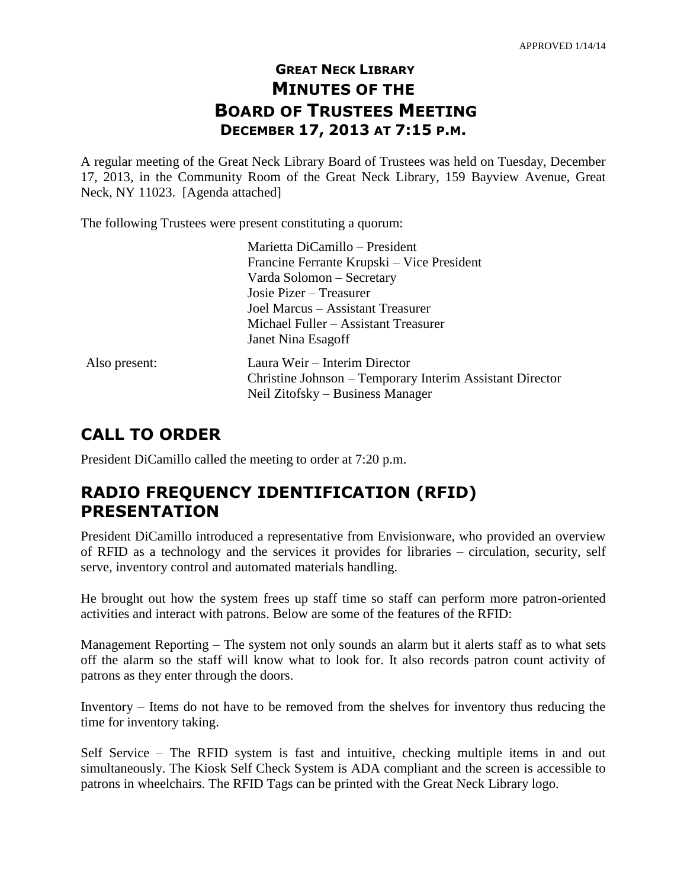APPROVED 1/14/14

# GREAT NECK LIBRARY
# MINUTES OF THE
# BOARD OF TRUSTEES MEETING
## DECEMBER 17, 2013 AT 7:15 P.M.

A regular meeting of the Great Neck Library Board of Trustees was held on Tuesday, December 17, 2013, in the Community Room of the Great Neck Library, 159 Bayview Avenue, Great Neck, NY 11023. [Agenda attached]

The following Trustees were present constituting a quorum:

Marietta DiCamillo – President
Francine Ferrante Krupski – Vice President
Varda Solomon – Secretary
Josie Pizer – Treasurer
Joel Marcus – Assistant Treasurer
Michael Fuller – Assistant Treasurer
Janet Nina Esagoff

Also present:

Laura Weir – Interim Director
Christine Johnson – Temporary Interim Assistant Director
Neil Zitofsky – Business Manager

## CALL TO ORDER

President DiCamillo called the meeting to order at 7:20 p.m.

## RADIO FREQUENCY IDENTIFICATION (RFID) PRESENTATION

President DiCamillo introduced a representative from Envisionware, who provided an overview of RFID as a technology and the services it provides for libraries – circulation, security, self serve, inventory control and automated materials handling.

He brought out how the system frees up staff time so staff can perform more patron-oriented activities and interact with patrons. Below are some of the features of the RFID:

Management Reporting – The system not only sounds an alarm but it alerts staff as to what sets off the alarm so the staff will know what to look for. It also records patron count activity of patrons as they enter through the doors.

Inventory – Items do not have to be removed from the shelves for inventory thus reducing the time for inventory taking.

Self Service – The RFID system is fast and intuitive, checking multiple items in and out simultaneously. The Kiosk Self Check System is ADA compliant and the screen is accessible to patrons in wheelchairs. The RFID Tags can be printed with the Great Neck Library logo.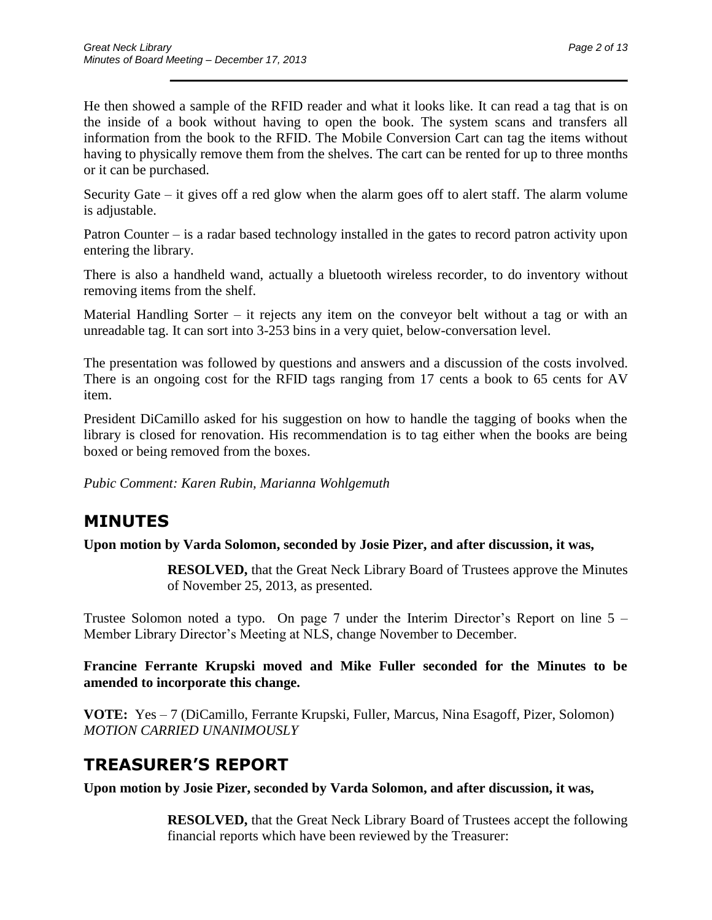He then showed a sample of the RFID reader and what it looks like. It can read a tag that is on the inside of a book without having to open the book. The system scans and transfers all information from the book to the RFID. The Mobile Conversion Cart can tag the items without having to physically remove them from the shelves. The cart can be rented for up to three months or it can be purchased.

Security Gate – it gives off a red glow when the alarm goes off to alert staff. The alarm volume is adjustable.

Patron Counter – is a radar based technology installed in the gates to record patron activity upon entering the library.

There is also a handheld wand, actually a bluetooth wireless recorder, to do inventory without removing items from the shelf.

Material Handling Sorter – it rejects any item on the conveyor belt without a tag or with an unreadable tag. It can sort into 3-253 bins in a very quiet, below-conversation level.

The presentation was followed by questions and answers and a discussion of the costs involved. There is an ongoing cost for the RFID tags ranging from 17 cents a book to 65 cents for AV item.

President DiCamillo asked for his suggestion on how to handle the tagging of books when the library is closed for renovation. His recommendation is to tag either when the books are being boxed or being removed from the boxes.

*Pubic Comment: Karen Rubin, Marianna Wohlgemuth*

## MINUTES

**Upon motion by Varda Solomon, seconded by Josie Pizer, and after discussion, it was,**

> **RESOLVED,** that the Great Neck Library Board of Trustees approve the Minutes of November 25, 2013, as presented.

Trustee Solomon noted a typo. On page 7 under the Interim Director's Report on line 5 – Member Library Director's Meeting at NLS, change November to December.

**Francine Ferrante Krupski moved and Mike Fuller seconded for the Minutes to be amended to incorporate this change.**

**VOTE:** Yes – 7 (DiCamillo, Ferrante Krupski, Fuller, Marcus, Nina Esagoff, Pizer, Solomon)
*MOTION CARRIED UNANIMOUSLY*

## TREASURER'S REPORT

**Upon motion by Josie Pizer, seconded by Varda Solomon, and after discussion, it was,**

> **RESOLVED,** that the Great Neck Library Board of Trustees accept the following financial reports which have been reviewed by the Treasurer: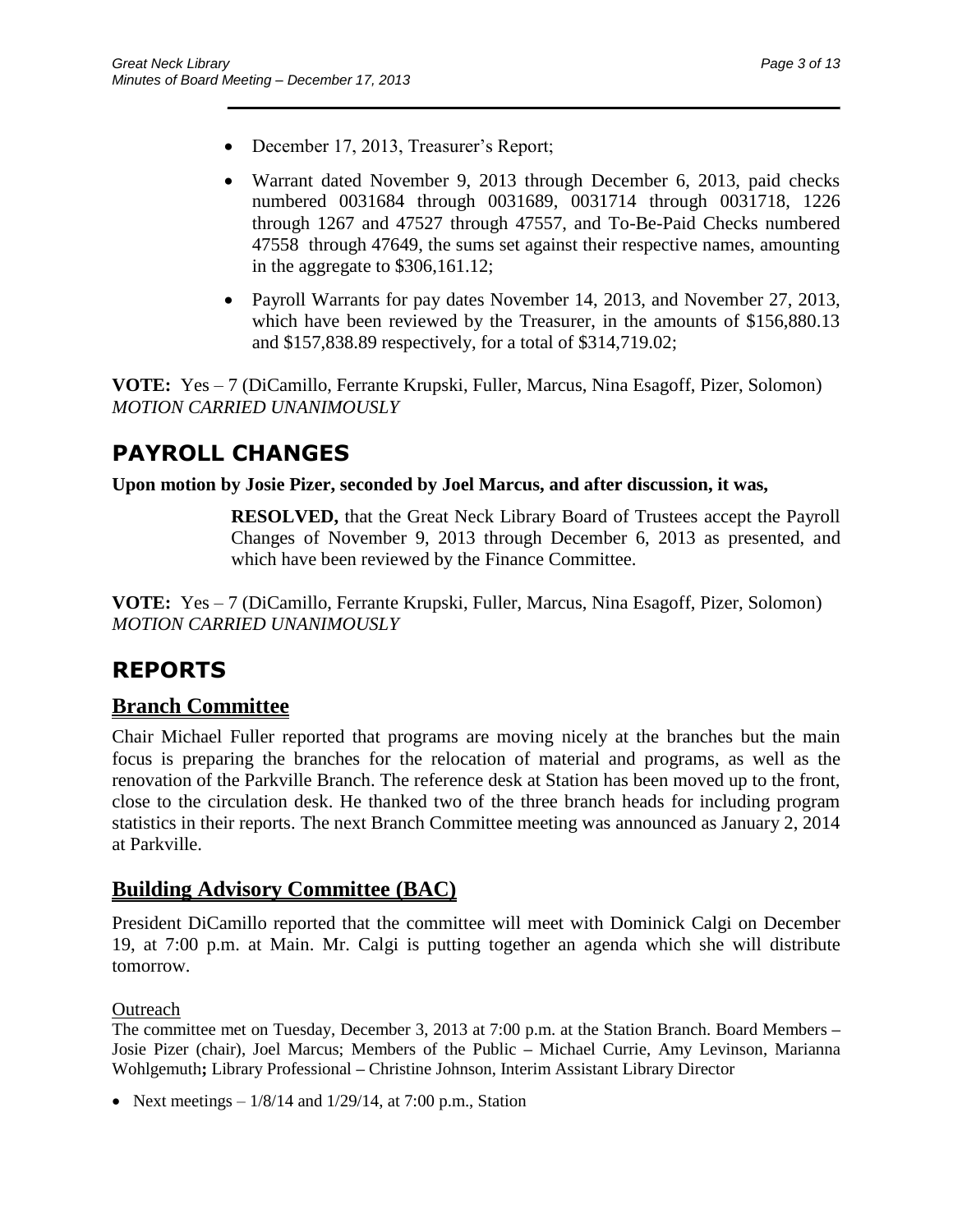- December 17, 2013, Treasurer's Report;
- Warrant dated November 9, 2013 through December 6, 2013, paid checks numbered 0031684 through 0031689, 0031714 through 0031718, 1226 through 1267 and 47527 through 47557, and To-Be-Paid Checks numbered 47558 through 47649, the sums set against their respective names, amounting in the aggregate to $306,161.12;
- Payroll Warrants for pay dates November 14, 2013, and November 27, 2013, which have been reviewed by the Treasurer, in the amounts of $156,880.13 and $157,838.89 respectively, for a total of $314,719.02;

**VOTE:** Yes – 7 (DiCamillo, Ferrante Krupski, Fuller, Marcus, Nina Esagoff, Pizer, Solomon)
*MOTION CARRIED UNANIMOUSLY*

# PAYROLL CHANGES

**Upon motion by Josie Pizer, seconded by Joel Marcus, and after discussion, it was,**

> **RESOLVED,** that the Great Neck Library Board of Trustees accept the Payroll Changes of November 9, 2013 through December 6, 2013 as presented, and which have been reviewed by the Finance Committee.

**VOTE:** Yes – 7 (DiCamillo, Ferrante Krupski, Fuller, Marcus, Nina Esagoff, Pizer, Solomon)
*MOTION CARRIED UNANIMOUSLY*

# REPORTS

## Branch Committee

Chair Michael Fuller reported that programs are moving nicely at the branches but the main focus is preparing the branches for the relocation of material and programs, as well as the renovation of the Parkville Branch. The reference desk at Station has been moved up to the front, close to the circulation desk. He thanked two of the three branch heads for including program statistics in their reports. The next Branch Committee meeting was announced as January 2, 2014 at Parkville.

## Building Advisory Committee (BAC)

President DiCamillo reported that the committee will meet with Dominick Calgi on December 19, at 7:00 p.m. at Main. Mr. Calgi is putting together an agenda which she will distribute tomorrow.

### Outreach

The committee met on Tuesday, December 3, 2013 at 7:00 p.m. at the Station Branch. Board Members **–** Josie Pizer (chair), Joel Marcus; Members of the Public **–** Michael Currie, Amy Levinson, Marianna Wohlgemuth**;** Library Professional **–** Christine Johnson, Interim Assistant Library Director

- Next meetings – 1/8/14 and 1/29/14, at 7:00 p.m., Station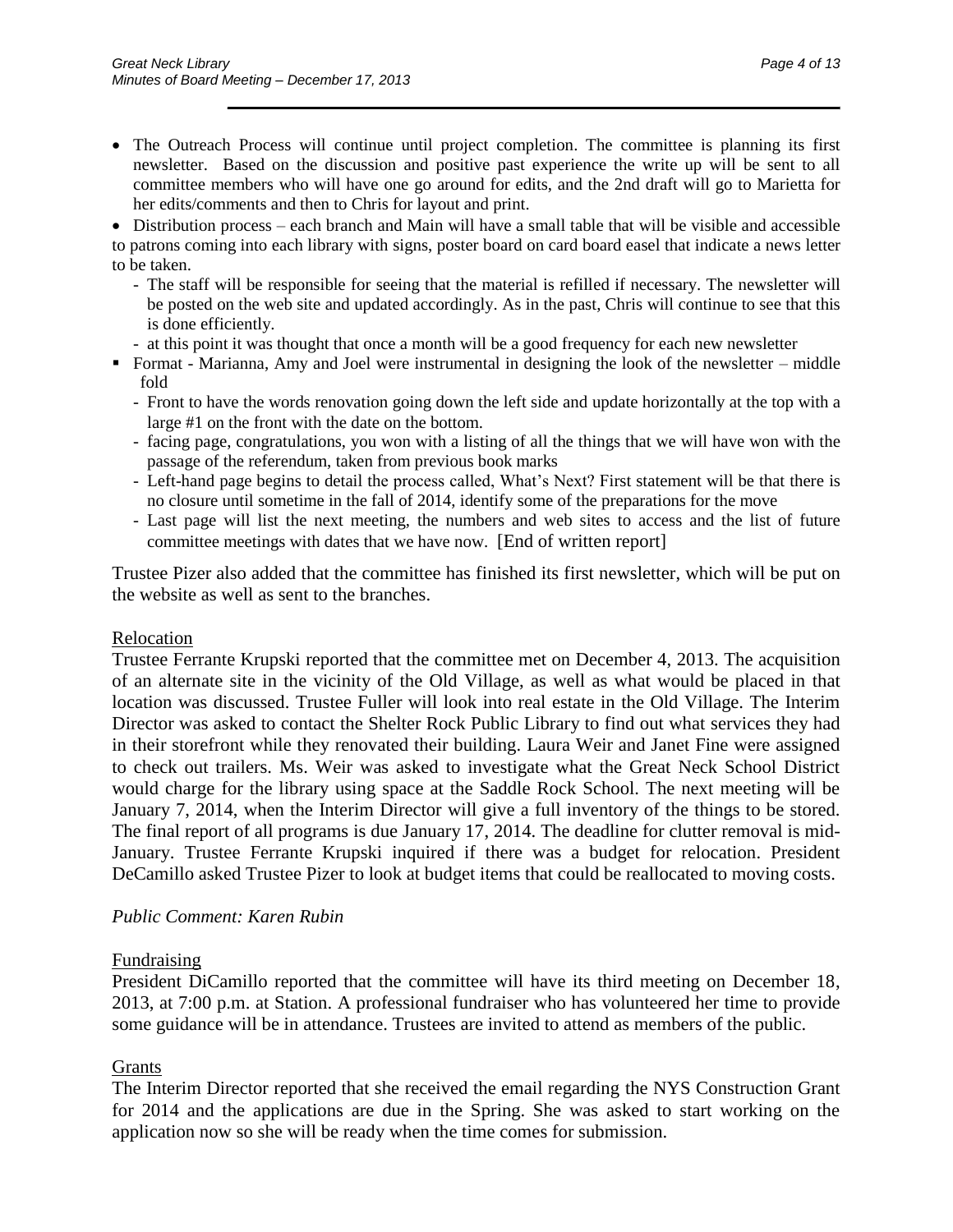- The Outreach Process will continue until project completion. The committee is planning its first newsletter. Based on the discussion and positive past experience the write up will be sent to all committee members who will have one go around for edits, and the 2nd draft will go to Marietta for her edits/comments and then to Chris for layout and print.

- Distribution process – each branch and Main will have a small table that will be visible and accessible to patrons coming into each library with signs, poster board on card board easel that indicate a news letter to be taken.
  - The staff will be responsible for seeing that the material is refilled if necessary. The newsletter will be posted on the web site and updated accordingly. As in the past, Chris will continue to see that this is done efficiently.
  - at this point it was thought that once a month will be a good frequency for each new newsletter
- Format - Marianna, Amy and Joel were instrumental in designing the look of the newsletter – middle fold
  - Front to have the words renovation going down the left side and update horizontally at the top with a large #1 on the front with the date on the bottom.
  - facing page, congratulations, you won with a listing of all the things that we will have won with the passage of the referendum, taken from previous book marks
  - Left-hand page begins to detail the process called, What's Next? First statement will be that there is no closure until sometime in the fall of 2014, identify some of the preparations for the move
  - Last page will list the next meeting, the numbers and web sites to access and the list of future committee meetings with dates that we have now. [End of written report]

Trustee Pizer also added that the committee has finished its first newsletter, which will be put on the website as well as sent to the branches.

Relocation

Trustee Ferrante Krupski reported that the committee met on December 4, 2013. The acquisition of an alternate site in the vicinity of the Old Village, as well as what would be placed in that location was discussed. Trustee Fuller will look into real estate in the Old Village. The Interim Director was asked to contact the Shelter Rock Public Library to find out what services they had in their storefront while they renovated their building. Laura Weir and Janet Fine were assigned to check out trailers. Ms. Weir was asked to investigate what the Great Neck School District would charge for the library using space at the Saddle Rock School. The next meeting will be January 7, 2014, when the Interim Director will give a full inventory of the things to be stored. The final report of all programs is due January 17, 2014. The deadline for clutter removal is mid-January. Trustee Ferrante Krupski inquired if there was a budget for relocation. President DeCamillo asked Trustee Pizer to look at budget items that could be reallocated to moving costs.

*Public Comment: Karen Rubin*

Fundraising

President DiCamillo reported that the committee will have its third meeting on December 18, 2013, at 7:00 p.m. at Station. A professional fundraiser who has volunteered her time to provide some guidance will be in attendance. Trustees are invited to attend as members of the public.

Grants

The Interim Director reported that she received the email regarding the NYS Construction Grant for 2014 and the applications are due in the Spring. She was asked to start working on the application now so she will be ready when the time comes for submission.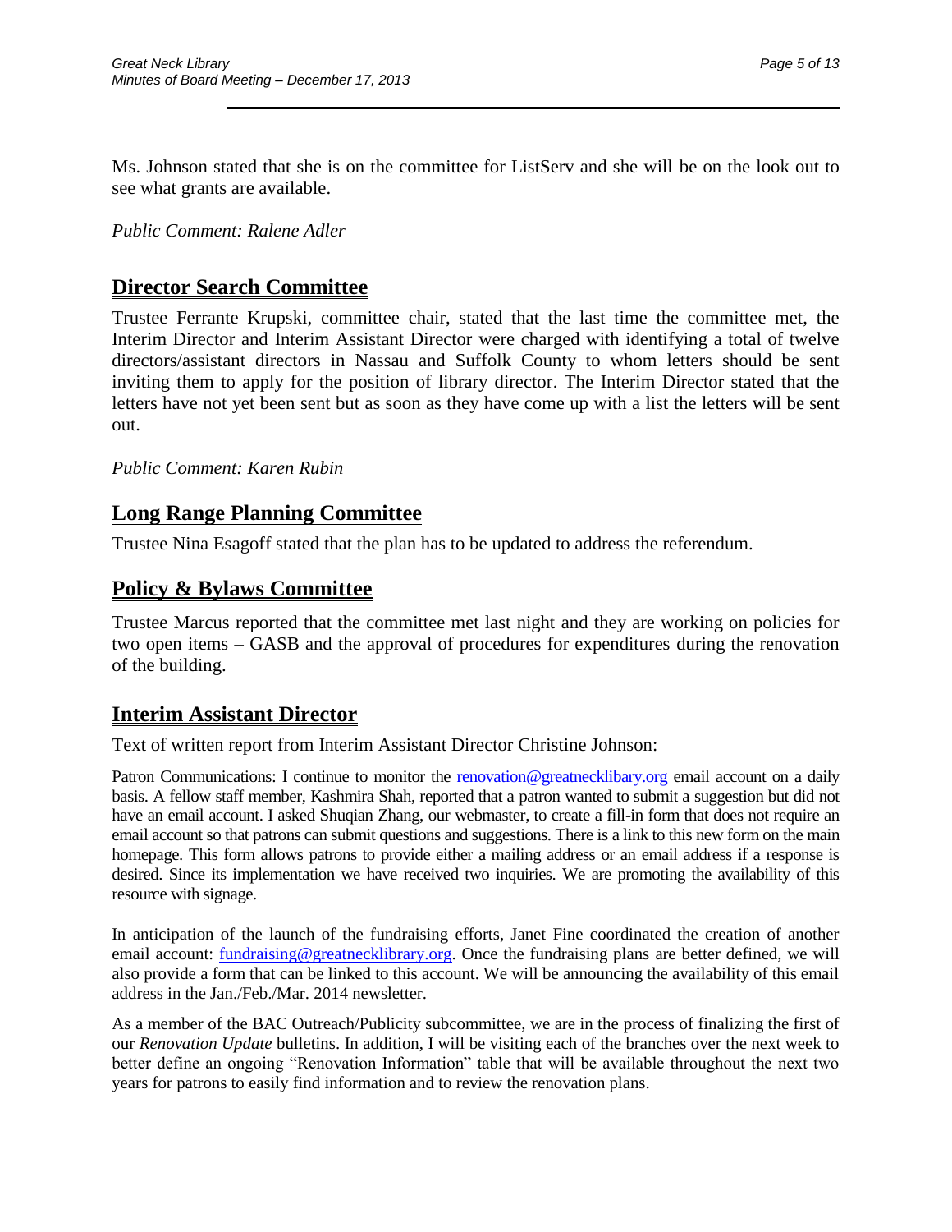Ms. Johnson stated that she is on the committee for ListServ and she will be on the look out to see what grants are available.

*Public Comment: Ralene Adler*

## Director Search Committee

Trustee Ferrante Krupski, committee chair, stated that the last time the committee met, the Interim Director and Interim Assistant Director were charged with identifying a total of twelve directors/assistant directors in Nassau and Suffolk County to whom letters should be sent inviting them to apply for the position of library director. The Interim Director stated that the letters have not yet been sent but as soon as they have come up with a list the letters will be sent out.

*Public Comment: Karen Rubin*

## Long Range Planning Committee

Trustee Nina Esagoff stated that the plan has to be updated to address the referendum.

## Policy & Bylaws Committee

Trustee Marcus reported that the committee met last night and they are working on policies for two open items – GASB and the approval of procedures for expenditures during the renovation of the building.

## Interim Assistant Director

Text of written report from Interim Assistant Director Christine Johnson:

Patron Communications: I continue to monitor the renovation@greatnecklibary.org email account on a daily basis. A fellow staff member, Kashmira Shah, reported that a patron wanted to submit a suggestion but did not have an email account. I asked Shuqian Zhang, our webmaster, to create a fill-in form that does not require an email account so that patrons can submit questions and suggestions. There is a link to this new form on the main homepage. This form allows patrons to provide either a mailing address or an email address if a response is desired. Since its implementation we have received two inquiries. We are promoting the availability of this resource with signage.

In anticipation of the launch of the fundraising efforts, Janet Fine coordinated the creation of another email account: fundraising@greatnecklibrary.org. Once the fundraising plans are better defined, we will also provide a form that can be linked to this account. We will be announcing the availability of this email address in the Jan./Feb./Mar. 2014 newsletter.

As a member of the BAC Outreach/Publicity subcommittee, we are in the process of finalizing the first of our *Renovation Update* bulletins. In addition, I will be visiting each of the branches over the next week to better define an ongoing "Renovation Information" table that will be available throughout the next two years for patrons to easily find information and to review the renovation plans.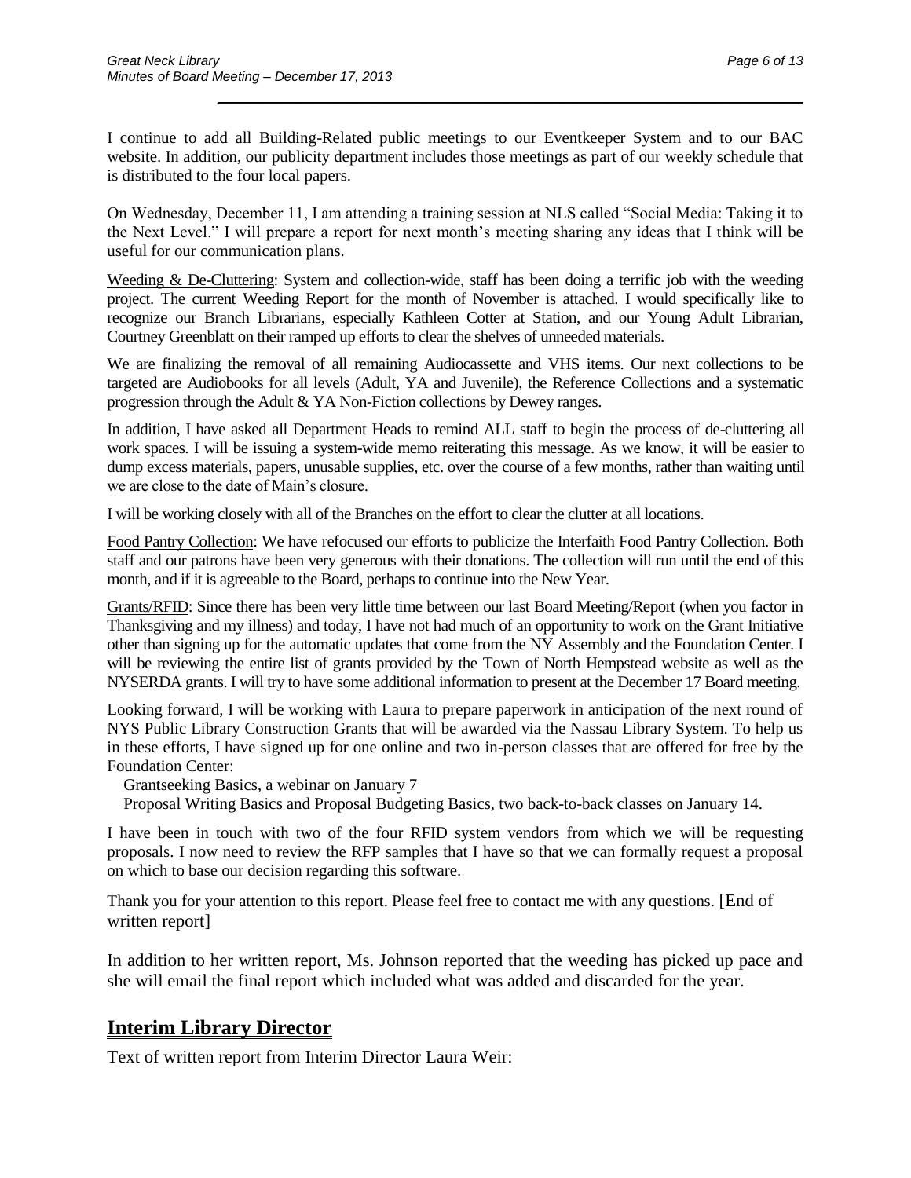I continue to add all Building-Related public meetings to our Eventkeeper System and to our BAC website. In addition, our publicity department includes those meetings as part of our weekly schedule that is distributed to the four local papers.

On Wednesday, December 11, I am attending a training session at NLS called "Social Media: Taking it to the Next Level." I will prepare a report for next month's meeting sharing any ideas that I think will be useful for our communication plans.

Weeding & De-Cluttering: System and collection-wide, staff has been doing a terrific job with the weeding project. The current Weeding Report for the month of November is attached. I would specifically like to recognize our Branch Librarians, especially Kathleen Cotter at Station, and our Young Adult Librarian, Courtney Greenblatt on their ramped up efforts to clear the shelves of unneeded materials.

We are finalizing the removal of all remaining Audiocassette and VHS items. Our next collections to be targeted are Audiobooks for all levels (Adult, YA and Juvenile), the Reference Collections and a systematic progression through the Adult & YA Non-Fiction collections by Dewey ranges.

In addition, I have asked all Department Heads to remind ALL staff to begin the process of de-cluttering all work spaces. I will be issuing a system-wide memo reiterating this message. As we know, it will be easier to dump excess materials, papers, unusable supplies, etc. over the course of a few months, rather than waiting until we are close to the date of Main's closure.

I will be working closely with all of the Branches on the effort to clear the clutter at all locations.

Food Pantry Collection: We have refocused our efforts to publicize the Interfaith Food Pantry Collection. Both staff and our patrons have been very generous with their donations. The collection will run until the end of this month, and if it is agreeable to the Board, perhaps to continue into the New Year.

Grants/RFID: Since there has been very little time between our last Board Meeting/Report (when you factor in Thanksgiving and my illness) and today, I have not had much of an opportunity to work on the Grant Initiative other than signing up for the automatic updates that come from the NY Assembly and the Foundation Center. I will be reviewing the entire list of grants provided by the Town of North Hempstead website as well as the NYSERDA grants. I will try to have some additional information to present at the December 17 Board meeting.

Looking forward, I will be working with Laura to prepare paperwork in anticipation of the next round of NYS Public Library Construction Grants that will be awarded via the Nassau Library System. To help us in these efforts, I have signed up for one online and two in-person classes that are offered for free by the Foundation Center:

- Grantseeking Basics, a webinar on January 7
- Proposal Writing Basics and Proposal Budgeting Basics, two back-to-back classes on January 14.

I have been in touch with two of the four RFID system vendors from which we will be requesting proposals. I now need to review the RFP samples that I have so that we can formally request a proposal on which to base our decision regarding this software.

Thank you for your attention to this report. Please feel free to contact me with any questions. [End of written report]

In addition to her written report, Ms. Johnson reported that the weeding has picked up pace and she will email the final report which included what was added and discarded for the year.

## Interim Library Director

Text of written report from Interim Director Laura Weir: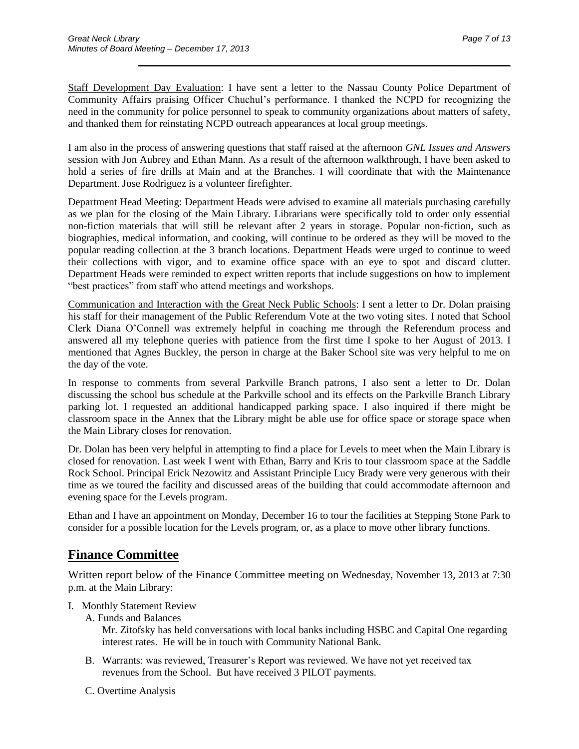Staff Development Day Evaluation: I have sent a letter to the Nassau County Police Department of Community Affairs praising Officer Chuchul's performance. I thanked the NCPD for recognizing the need in the community for police personnel to speak to community organizations about matters of safety, and thanked them for reinstating NCPD outreach appearances at local group meetings.

I am also in the process of answering questions that staff raised at the afternoon *GNL Issues and Answers* session with Jon Aubrey and Ethan Mann. As a result of the afternoon walkthrough, I have been asked to hold a series of fire drills at Main and at the Branches. I will coordinate that with the Maintenance Department. Jose Rodriguez is a volunteer firefighter.

Department Head Meeting: Department Heads were advised to examine all materials purchasing carefully as we plan for the closing of the Main Library. Librarians were specifically told to order only essential non-fiction materials that will still be relevant after 2 years in storage. Popular non-fiction, such as biographies, medical information, and cooking, will continue to be ordered as they will be moved to the popular reading collection at the 3 branch locations. Department Heads were urged to continue to weed their collections with vigor, and to examine office space with an eye to spot and discard clutter. Department Heads were reminded to expect written reports that include suggestions on how to implement "best practices" from staff who attend meetings and workshops.

Communication and Interaction with the Great Neck Public Schools: I sent a letter to Dr. Dolan praising his staff for their management of the Public Referendum Vote at the two voting sites. I noted that School Clerk Diana O'Connell was extremely helpful in coaching me through the Referendum process and answered all my telephone queries with patience from the first time I spoke to her August of 2013. I mentioned that Agnes Buckley, the person in charge at the Baker School site was very helpful to me on the day of the vote.

In response to comments from several Parkville Branch patrons, I also sent a letter to Dr. Dolan discussing the school bus schedule at the Parkville school and its effects on the Parkville Branch Library parking lot. I requested an additional handicapped parking space. I also inquired if there might be classroom space in the Annex that the Library might be able use for office space or storage space when the Main Library closes for renovation.

Dr. Dolan has been very helpful in attempting to find a place for Levels to meet when the Main Library is closed for renovation. Last week I went with Ethan, Barry and Kris to tour classroom space at the Saddle Rock School. Principal Erick Nezowitz and Assistant Principle Lucy Brady were very generous with their time as we toured the facility and discussed areas of the building that could accommodate afternoon and evening space for the Levels program.

Ethan and I have an appointment on Monday, December 16 to tour the facilities at Stepping Stone Park to consider for a possible location for the Levels program, or, as a place to move other library functions.

## Finance Committee

Written report below of the Finance Committee meeting on Wednesday, November 13, 2013 at 7:30 p.m. at the Main Library:

I. Monthly Statement Review
   A. Funds and Balances
      Mr. Zitofsky has held conversations with local banks including HSBC and Capital One regarding interest rates. He will be in touch with Community National Bank.

   B. Warrants: was reviewed, Treasurer's Report was reviewed. We have not yet received tax revenues from the School. But have received 3 PILOT payments.

   C. Overtime Analysis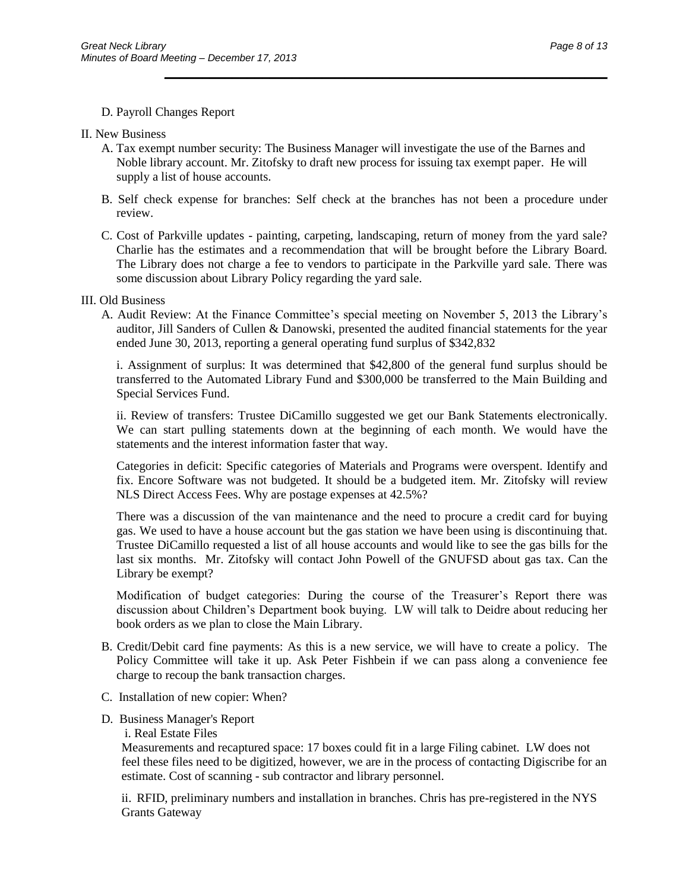D. Payroll Changes Report

II. New Business

A. Tax exempt number security: The Business Manager will investigate the use of the Barnes and Noble library account. Mr. Zitofsky to draft new process for issuing tax exempt paper. He will supply a list of house accounts.

B. Self check expense for branches: Self check at the branches has not been a procedure under review.

C. Cost of Parkville updates - painting, carpeting, landscaping, return of money from the yard sale? Charlie has the estimates and a recommendation that will be brought before the Library Board. The Library does not charge a fee to vendors to participate in the Parkville yard sale. There was some discussion about Library Policy regarding the yard sale.

III. Old Business

A. Audit Review: At the Finance Committee's special meeting on November 5, 2013 the Library's auditor, Jill Sanders of Cullen & Danowski, presented the audited financial statements for the year ended June 30, 2013, reporting a general operating fund surplus of $342,832

i. Assignment of surplus: It was determined that $42,800 of the general fund surplus should be transferred to the Automated Library Fund and $300,000 be transferred to the Main Building and Special Services Fund.

ii. Review of transfers: Trustee DiCamillo suggested we get our Bank Statements electronically. We can start pulling statements down at the beginning of each month. We would have the statements and the interest information faster that way.

Categories in deficit: Specific categories of Materials and Programs were overspent. Identify and fix. Encore Software was not budgeted. It should be a budgeted item. Mr. Zitofsky will review NLS Direct Access Fees. Why are postage expenses at 42.5%?

There was a discussion of the van maintenance and the need to procure a credit card for buying gas. We used to have a house account but the gas station we have been using is discontinuing that. Trustee DiCamillo requested a list of all house accounts and would like to see the gas bills for the last six months. Mr. Zitofsky will contact John Powell of the GNUFSD about gas tax. Can the Library be exempt?

Modification of budget categories: During the course of the Treasurer's Report there was discussion about Children's Department book buying. LW will talk to Deidre about reducing her book orders as we plan to close the Main Library.

B. Credit/Debit card fine payments: As this is a new service, we will have to create a policy. The Policy Committee will take it up. Ask Peter Fishbein if we can pass along a convenience fee charge to recoup the bank transaction charges.

C. Installation of new copier: When?

D. Business Manager's Report

i. Real Estate Files

Measurements and recaptured space: 17 boxes could fit in a large Filing cabinet. LW does not feel these files need to be digitized, however, we are in the process of contacting Digiscribe for an estimate. Cost of scanning - sub contractor and library personnel.

ii. RFID, preliminary numbers and installation in branches. Chris has pre-registered in the NYS Grants Gateway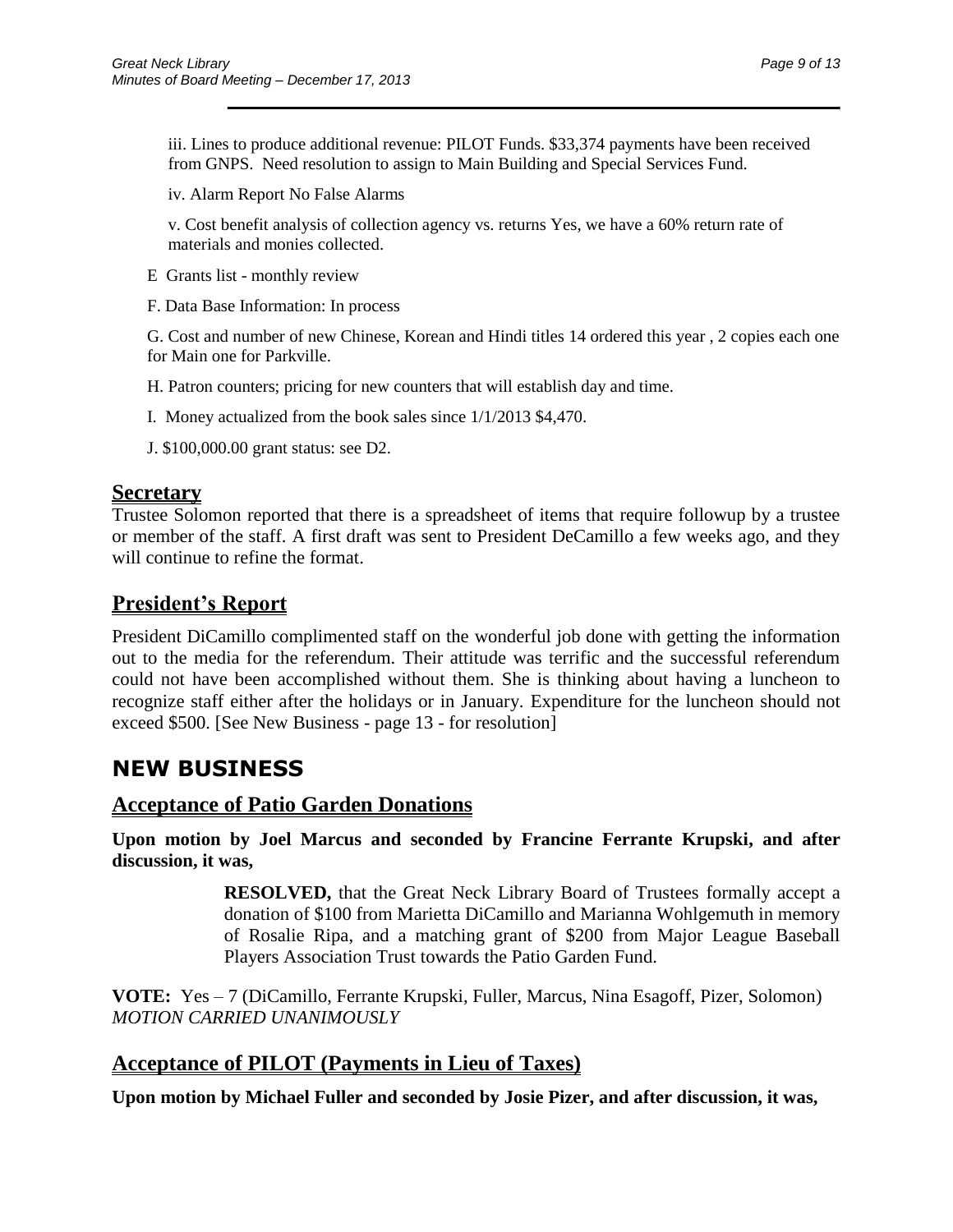iii. Lines to produce additional revenue: PILOT Funds. $33,374 payments have been received from GNPS. Need resolution to assign to Main Building and Special Services Fund.

iv. Alarm Report No False Alarms

v. Cost benefit analysis of collection agency vs. returns Yes, we have a 60% return rate of materials and monies collected.

E Grants list - monthly review

F. Data Base Information: In process

G. Cost and number of new Chinese, Korean and Hindi titles 14 ordered this year , 2 copies each one for Main one for Parkville.

H. Patron counters; pricing for new counters that will establish day and time.

I. Money actualized from the book sales since 1/1/2013 $4,470.

J. $100,000.00 grant status: see D2.

## Secretary

Trustee Solomon reported that there is a spreadsheet of items that require followup by a trustee or member of the staff. A first draft was sent to President DeCamillo a few weeks ago, and they will continue to refine the format.

## President's Report

President DiCamillo complimented staff on the wonderful job done with getting the information out to the media for the referendum. Their attitude was terrific and the successful referendum could not have been accomplished without them. She is thinking about having a luncheon to recognize staff either after the holidays or in January. Expenditure for the luncheon should not exceed $500. [See New Business - page 13 - for resolution]

# NEW BUSINESS

## Acceptance of Patio Garden Donations

**Upon motion by Joel Marcus and seconded by Francine Ferrante Krupski, and after discussion, it was,**

> **RESOLVED,** that the Great Neck Library Board of Trustees formally accept a donation of $100 from Marietta DiCamillo and Marianna Wohlgemuth in memory of Rosalie Ripa, and a matching grant of $200 from Major League Baseball Players Association Trust towards the Patio Garden Fund.

**VOTE:** Yes – 7 (DiCamillo, Ferrante Krupski, Fuller, Marcus, Nina Esagoff, Pizer, Solomon)
*MOTION CARRIED UNANIMOUSLY*

## Acceptance of PILOT (Payments in Lieu of Taxes)

**Upon motion by Michael Fuller and seconded by Josie Pizer, and after discussion, it was,**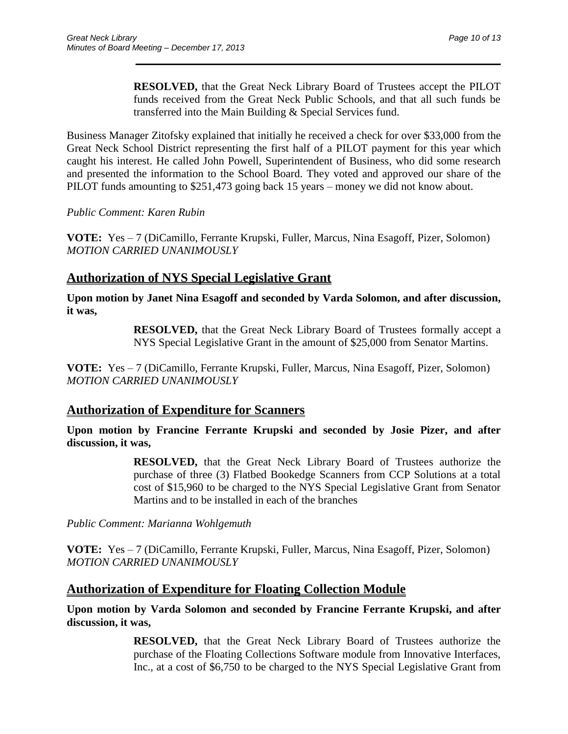**RESOLVED,** that the Great Neck Library Board of Trustees accept the PILOT funds received from the Great Neck Public Schools, and that all such funds be transferred into the Main Building & Special Services fund.

Business Manager Zitofsky explained that initially he received a check for over $33,000 from the Great Neck School District representing the first half of a PILOT payment for this year which caught his interest. He called John Powell, Superintendent of Business, who did some research and presented the information to the School Board. They voted and approved our share of the PILOT funds amounting to $251,473 going back 15 years – money we did not know about.

*Public Comment: Karen Rubin*

**VOTE:** Yes – 7 (DiCamillo, Ferrante Krupski, Fuller, Marcus, Nina Esagoff, Pizer, Solomon)
*MOTION CARRIED UNANIMOUSLY*

## Authorization of NYS Special Legislative Grant

**Upon motion by Janet Nina Esagoff and seconded by Varda Solomon, and after discussion, it was,**

**RESOLVED,** that the Great Neck Library Board of Trustees formally accept a NYS Special Legislative Grant in the amount of $25,000 from Senator Martins.

**VOTE:** Yes – 7 (DiCamillo, Ferrante Krupski, Fuller, Marcus, Nina Esagoff, Pizer, Solomon)
*MOTION CARRIED UNANIMOUSLY*

## Authorization of Expenditure for Scanners

**Upon motion by Francine Ferrante Krupski and seconded by Josie Pizer, and after discussion, it was,**

**RESOLVED,** that the Great Neck Library Board of Trustees authorize the purchase of three (3) Flatbed Bookedge Scanners from CCP Solutions at a total cost of $15,960 to be charged to the NYS Special Legislative Grant from Senator Martins and to be installed in each of the branches

*Public Comment: Marianna Wohlgemuth*

**VOTE:** Yes – 7 (DiCamillo, Ferrante Krupski, Fuller, Marcus, Nina Esagoff, Pizer, Solomon)
*MOTION CARRIED UNANIMOUSLY*

## Authorization of Expenditure for Floating Collection Module

**Upon motion by Varda Solomon and seconded by Francine Ferrante Krupski, and after discussion, it was,**

**RESOLVED,** that the Great Neck Library Board of Trustees authorize the purchase of the Floating Collections Software module from Innovative Interfaces, Inc., at a cost of $6,750 to be charged to the NYS Special Legislative Grant from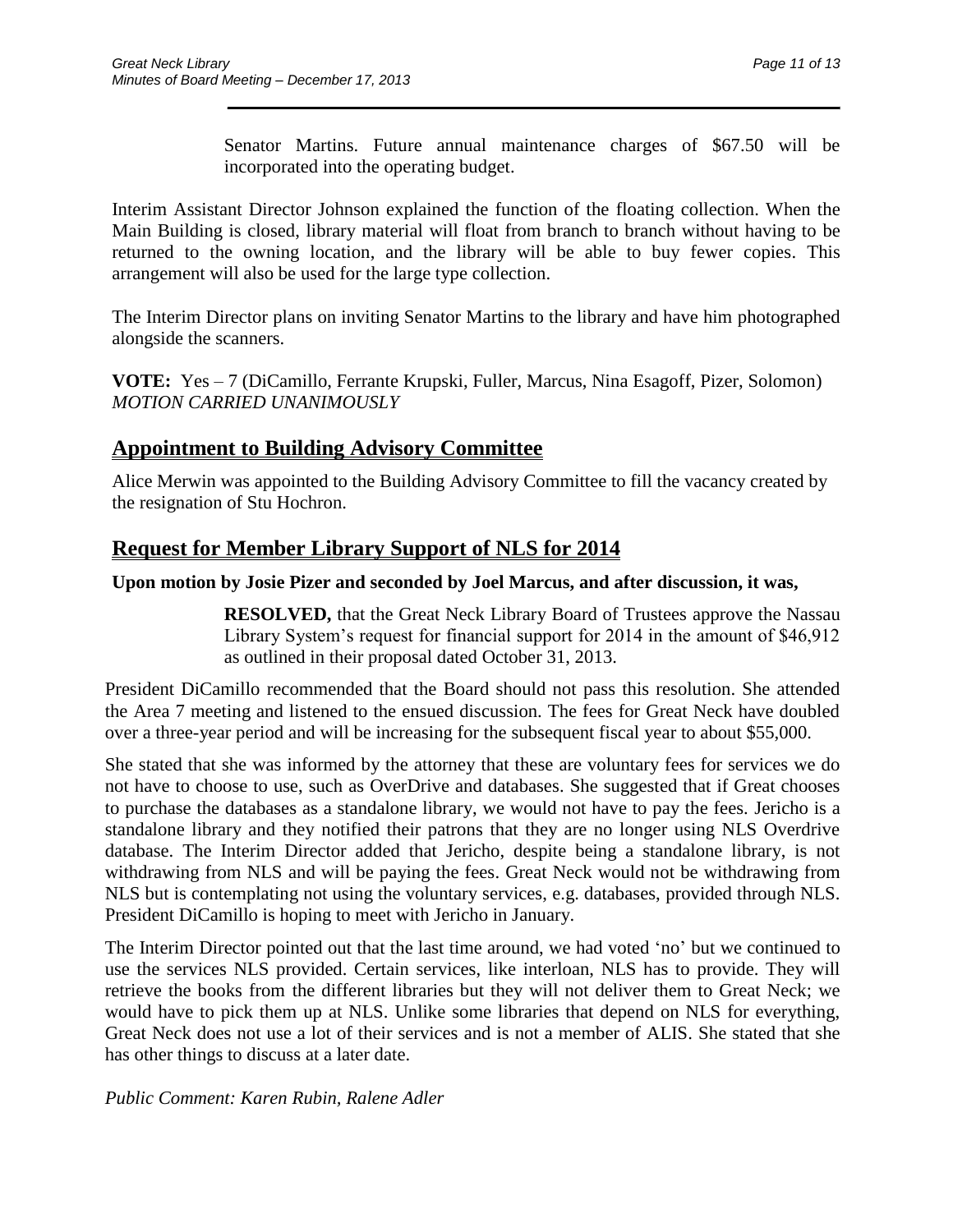Senator Martins. Future annual maintenance charges of $67.50 will be incorporated into the operating budget.

Interim Assistant Director Johnson explained the function of the floating collection. When the Main Building is closed, library material will float from branch to branch without having to be returned to the owning location, and the library will be able to buy fewer copies. This arrangement will also be used for the large type collection.

The Interim Director plans on inviting Senator Martins to the library and have him photographed alongside the scanners.

**VOTE:** Yes – 7 (DiCamillo, Ferrante Krupski, Fuller, Marcus, Nina Esagoff, Pizer, Solomon)
*MOTION CARRIED UNANIMOUSLY*

## Appointment to Building Advisory Committee

Alice Merwin was appointed to the Building Advisory Committee to fill the vacancy created by the resignation of Stu Hochron.

## Request for Member Library Support of NLS for 2014

**Upon motion by Josie Pizer and seconded by Joel Marcus, and after discussion, it was,**

> **RESOLVED,** that the Great Neck Library Board of Trustees approve the Nassau Library System's request for financial support for 2014 in the amount of $46,912 as outlined in their proposal dated October 31, 2013.

President DiCamillo recommended that the Board should not pass this resolution. She attended the Area 7 meeting and listened to the ensued discussion. The fees for Great Neck have doubled over a three-year period and will be increasing for the subsequent fiscal year to about $55,000.

She stated that she was informed by the attorney that these are voluntary fees for services we do not have to choose to use, such as OverDrive and databases. She suggested that if Great chooses to purchase the databases as a standalone library, we would not have to pay the fees. Jericho is a standalone library and they notified their patrons that they are no longer using NLS Overdrive database. The Interim Director added that Jericho, despite being a standalone library, is not withdrawing from NLS and will be paying the fees. Great Neck would not be withdrawing from NLS but is contemplating not using the voluntary services, e.g. databases, provided through NLS. President DiCamillo is hoping to meet with Jericho in January.

The Interim Director pointed out that the last time around, we had voted 'no' but we continued to use the services NLS provided. Certain services, like interloan, NLS has to provide. They will retrieve the books from the different libraries but they will not deliver them to Great Neck; we would have to pick them up at NLS. Unlike some libraries that depend on NLS for everything, Great Neck does not use a lot of their services and is not a member of ALIS. She stated that she has other things to discuss at a later date.

*Public Comment: Karen Rubin, Ralene Adler*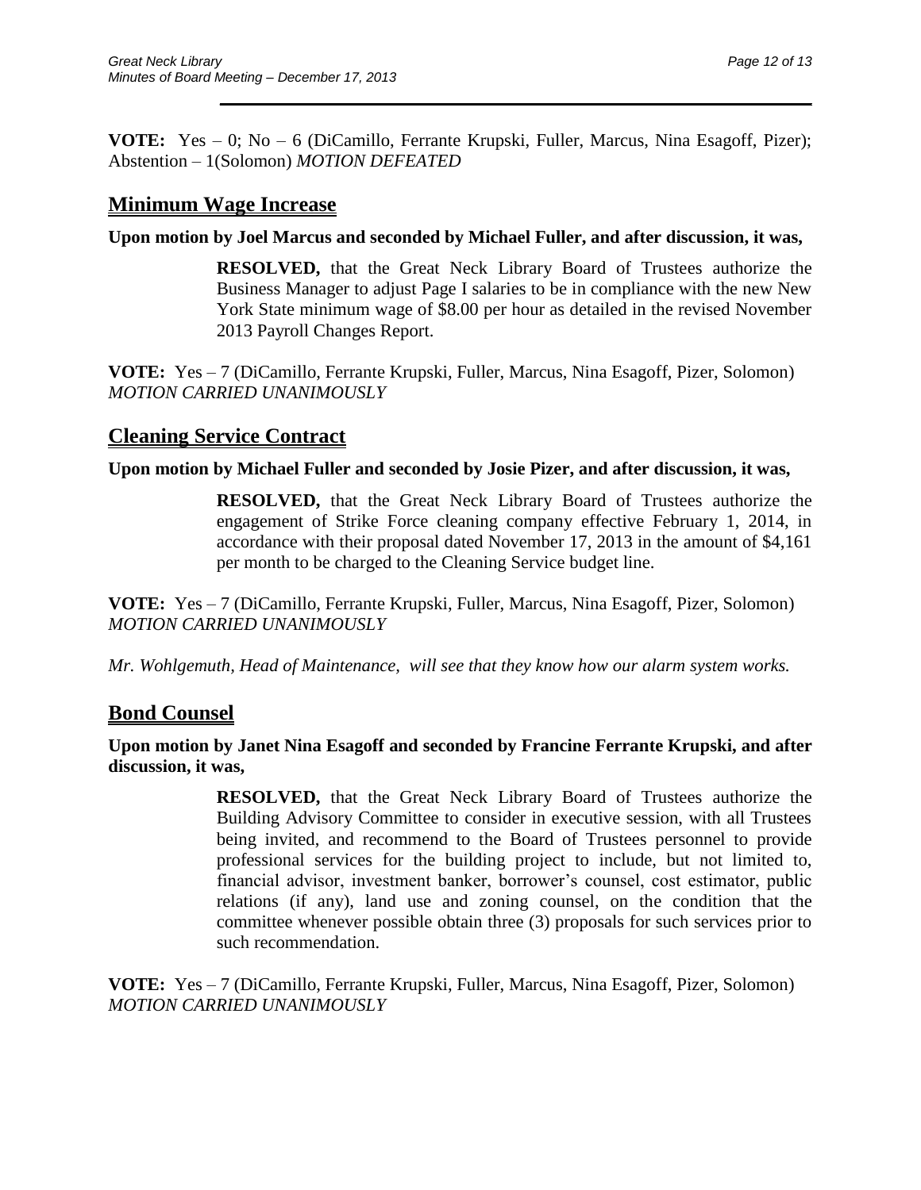**VOTE:** Yes – 0; No – 6 (DiCamillo, Ferrante Krupski, Fuller, Marcus, Nina Esagoff, Pizer); Abstention – 1(Solomon) *MOTION DEFEATED*

## Minimum Wage Increase

**Upon motion by Joel Marcus and seconded by Michael Fuller, and after discussion, it was,**

> **RESOLVED,** that the Great Neck Library Board of Trustees authorize the Business Manager to adjust Page I salaries to be in compliance with the new New York State minimum wage of $8.00 per hour as detailed in the revised November 2013 Payroll Changes Report.

**VOTE:** Yes – 7 (DiCamillo, Ferrante Krupski, Fuller, Marcus, Nina Esagoff, Pizer, Solomon) *MOTION CARRIED UNANIMOUSLY*

## Cleaning Service Contract

**Upon motion by Michael Fuller and seconded by Josie Pizer, and after discussion, it was,**

> **RESOLVED,** that the Great Neck Library Board of Trustees authorize the engagement of Strike Force cleaning company effective February 1, 2014, in accordance with their proposal dated November 17, 2013 in the amount of $4,161 per month to be charged to the Cleaning Service budget line.

**VOTE:** Yes – 7 (DiCamillo, Ferrante Krupski, Fuller, Marcus, Nina Esagoff, Pizer, Solomon) *MOTION CARRIED UNANIMOUSLY*

*Mr. Wohlgemuth, Head of Maintenance, will see that they know how our alarm system works.*

## Bond Counsel

**Upon motion by Janet Nina Esagoff and seconded by Francine Ferrante Krupski, and after discussion, it was,**

> **RESOLVED,** that the Great Neck Library Board of Trustees authorize the Building Advisory Committee to consider in executive session, with all Trustees being invited, and recommend to the Board of Trustees personnel to provide professional services for the building project to include, but not limited to, financial advisor, investment banker, borrower's counsel, cost estimator, public relations (if any), land use and zoning counsel, on the condition that the committee whenever possible obtain three (3) proposals for such services prior to such recommendation.

**VOTE:** Yes – 7 (DiCamillo, Ferrante Krupski, Fuller, Marcus, Nina Esagoff, Pizer, Solomon) *MOTION CARRIED UNANIMOUSLY*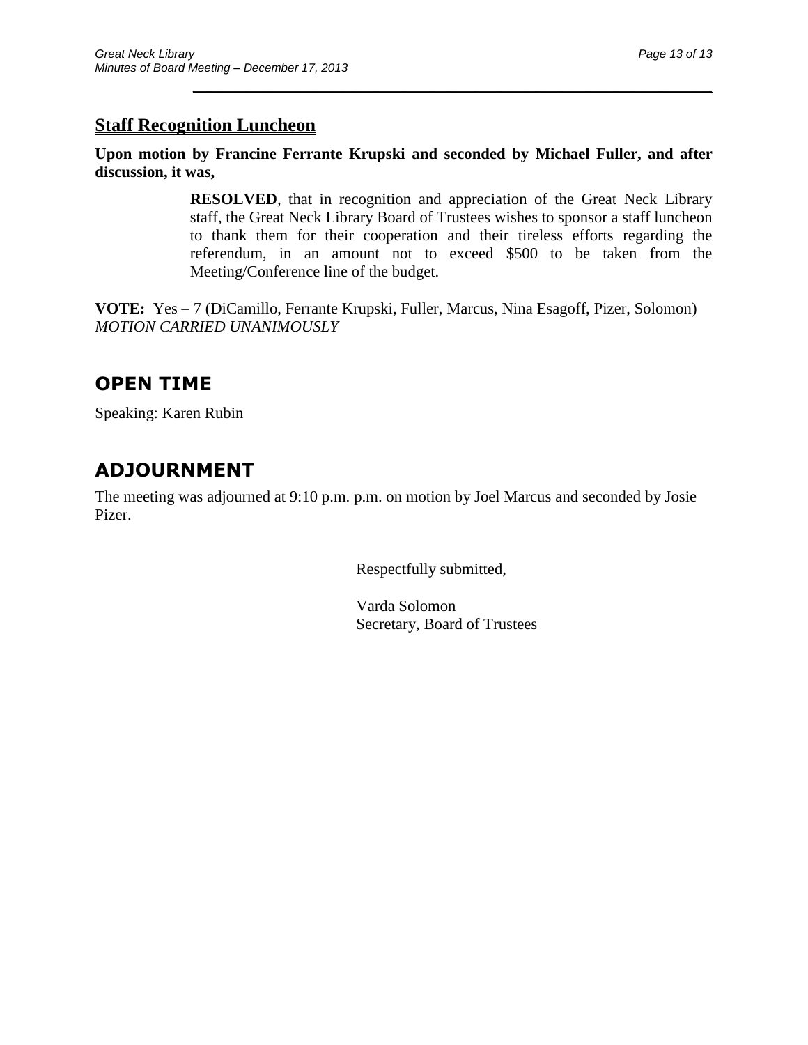## Staff Recognition Luncheon

**Upon motion by Francine Ferrante Krupski and seconded by Michael Fuller, and after discussion, it was,**

> **RESOLVED**, that in recognition and appreciation of the Great Neck Library staff, the Great Neck Library Board of Trustees wishes to sponsor a staff luncheon to thank them for their cooperation and their tireless efforts regarding the referendum, in an amount not to exceed $500 to be taken from the Meeting/Conference line of the budget.

**VOTE:** Yes – 7 (DiCamillo, Ferrante Krupski, Fuller, Marcus, Nina Esagoff, Pizer, Solomon)
*MOTION CARRIED UNANIMOUSLY*

# OPEN TIME

Speaking: Karen Rubin

# ADJOURNMENT

The meeting was adjourned at 9:10 p.m. p.m. on motion by Joel Marcus and seconded by Josie Pizer.

Respectfully submitted,

Varda Solomon
Secretary, Board of Trustees